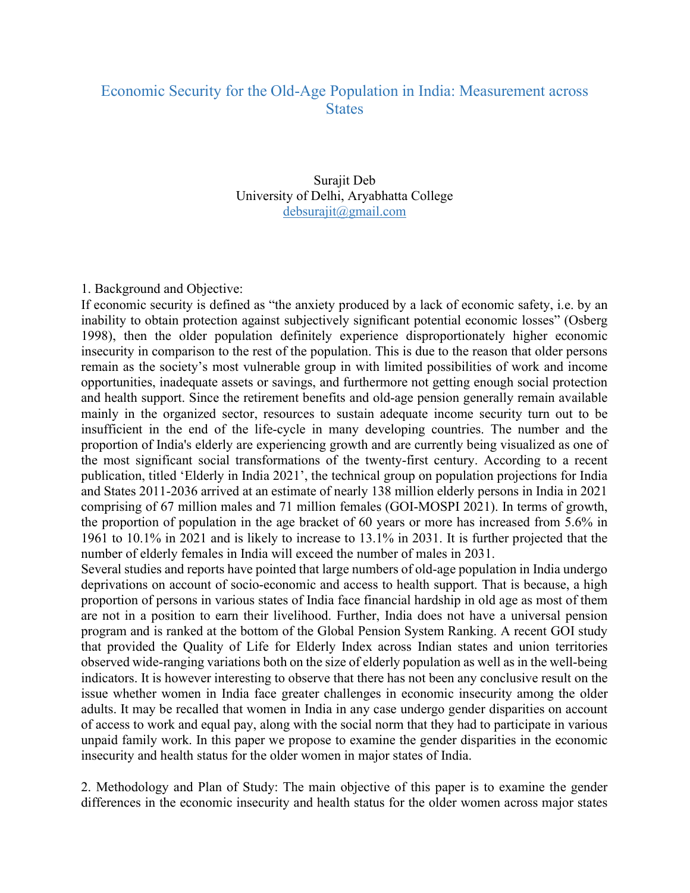# Economic Security for the Old-Age Population in India: Measurement across States

Surajit Deb
University of Delhi, Aryabhatta College
debsurajit@gmail.com

1. Background and Objective:

If economic security is defined as "the anxiety produced by a lack of economic safety, i.e. by an inability to obtain protection against subjectively significant potential economic losses" (Osberg 1998), then the older population definitely experience disproportionately higher economic insecurity in comparison to the rest of the population. This is due to the reason that older persons remain as the society's most vulnerable group in with limited possibilities of work and income opportunities, inadequate assets or savings, and furthermore not getting enough social protection and health support. Since the retirement benefits and old-age pension generally remain available mainly in the organized sector, resources to sustain adequate income security turn out to be insufficient in the end of the life-cycle in many developing countries. The number and the proportion of India's elderly are experiencing growth and are currently being visualized as one of the most significant social transformations of the twenty-first century. According to a recent publication, titled 'Elderly in India 2021', the technical group on population projections for India and States 2011-2036 arrived at an estimate of nearly 138 million elderly persons in India in 2021 comprising of 67 million males and 71 million females (GOI-MOSPI 2021). In terms of growth, the proportion of population in the age bracket of 60 years or more has increased from 5.6% in 1961 to 10.1% in 2021 and is likely to increase to 13.1% in 2031. It is further projected that the number of elderly females in India will exceed the number of males in 2031.

Several studies and reports have pointed that large numbers of old-age population in India undergo deprivations on account of socio-economic and access to health support. That is because, a high proportion of persons in various states of India face financial hardship in old age as most of them are not in a position to earn their livelihood. Further, India does not have a universal pension program and is ranked at the bottom of the Global Pension System Ranking. A recent GOI study that provided the Quality of Life for Elderly Index across Indian states and union territories observed wide-ranging variations both on the size of elderly population as well as in the well-being indicators. It is however interesting to observe that there has not been any conclusive result on the issue whether women in India face greater challenges in economic insecurity among the older adults. It may be recalled that women in India in any case undergo gender disparities on account of access to work and equal pay, along with the social norm that they had to participate in various unpaid family work. In this paper we propose to examine the gender disparities in the economic insecurity and health status for the older women in major states of India.

2. Methodology and Plan of Study: The main objective of this paper is to examine the gender differences in the economic insecurity and health status for the older women across major states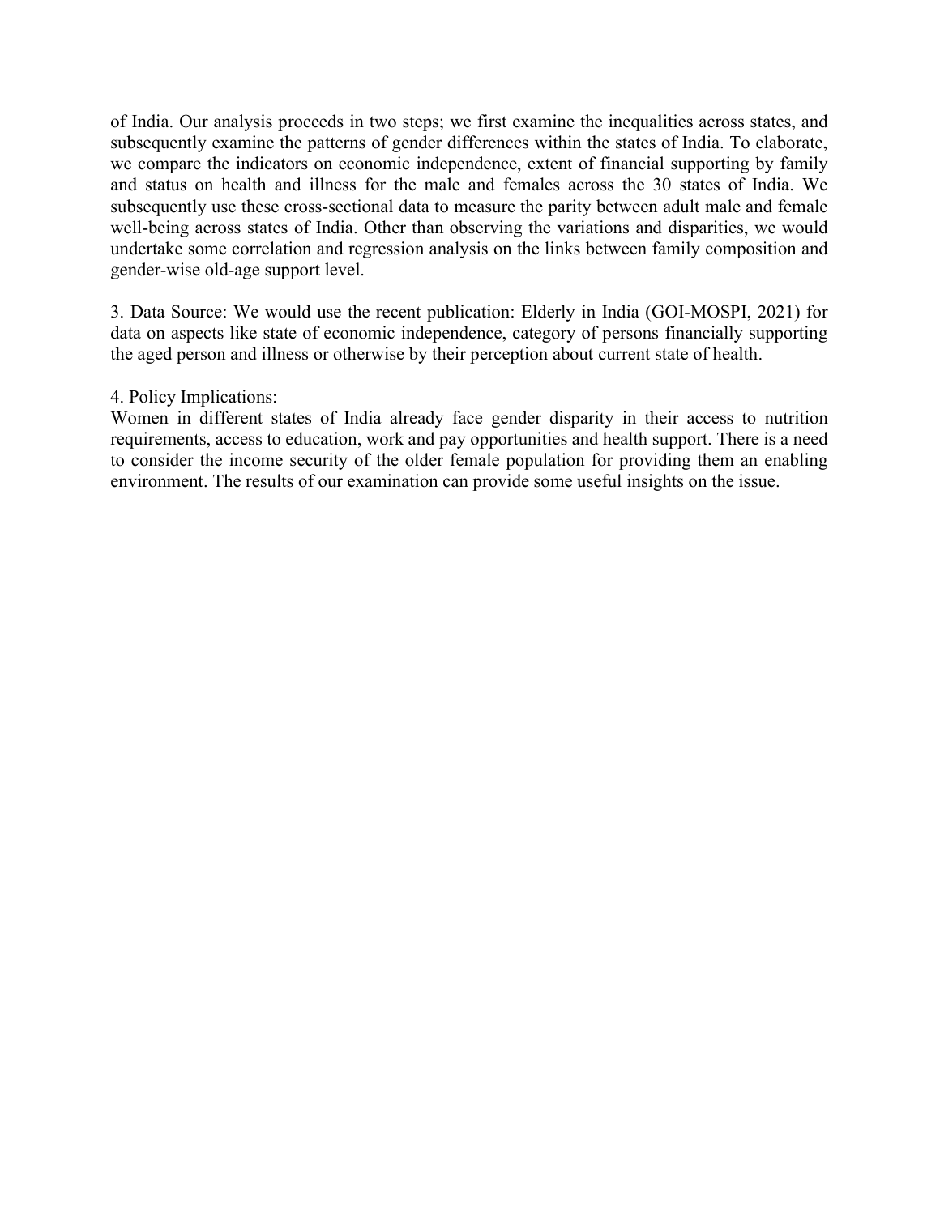of India. Our analysis proceeds in two steps; we first examine the inequalities across states, and subsequently examine the patterns of gender differences within the states of India. To elaborate, we compare the indicators on economic independence, extent of financial supporting by family and status on health and illness for the male and females across the 30 states of India. We subsequently use these cross-sectional data to measure the parity between adult male and female well-being across states of India. Other than observing the variations and disparities, we would undertake some correlation and regression analysis on the links between family composition and gender-wise old-age support level.

3. Data Source: We would use the recent publication: Elderly in India (GOI-MOSPI, 2021) for data on aspects like state of economic independence, category of persons financially supporting the aged person and illness or otherwise by their perception about current state of health.

4. Policy Implications:

Women in different states of India already face gender disparity in their access to nutrition requirements, access to education, work and pay opportunities and health support. There is a need to consider the income security of the older female population for providing them an enabling environment. The results of our examination can provide some useful insights on the issue.